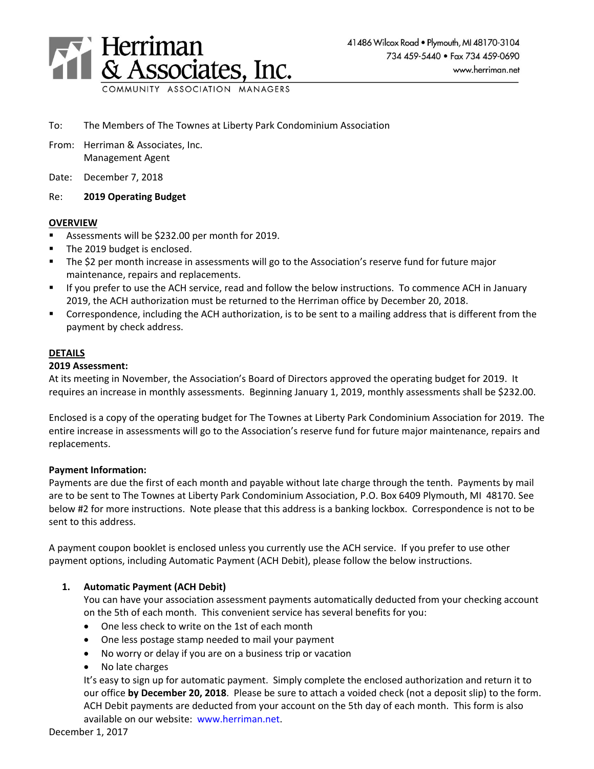# Herriman & Associates, Inc.

COMMUNITY ASSOCIATION MANAGERS

41486 Wilcox Road • Plymouth, MI 48170-3104
734 459-5440 • Fax 734 459-0690
www.herriman.net

To: The Members of The Townes at Liberty Park Condominium Association

From: Herriman & Associates, Inc.
Management Agent

Date: December 7, 2018

Re: **2019 Operating Budget**

## OVERVIEW

- Assessments will be $232.00 per month for 2019.
- The 2019 budget is enclosed.
- The $2 per month increase in assessments will go to the Association's reserve fund for future major maintenance, repairs and replacements.
- If you prefer to use the ACH service, read and follow the below instructions. To commence ACH in January 2019, the ACH authorization must be returned to the Herriman office by December 20, 2018.
- Correspondence, including the ACH authorization, is to be sent to a mailing address that is different from the payment by check address.

## DETAILS

### 2019 Assessment:

At its meeting in November, the Association's Board of Directors approved the operating budget for 2019. It requires an increase in monthly assessments. Beginning January 1, 2019, monthly assessments shall be $232.00.

Enclosed is a copy of the operating budget for The Townes at Liberty Park Condominium Association for 2019. The entire increase in assessments will go to the Association's reserve fund for future major maintenance, repairs and replacements.

### Payment Information:

Payments are due the first of each month and payable without late charge through the tenth. Payments by mail are to be sent to The Townes at Liberty Park Condominium Association, P.O. Box 6409 Plymouth, MI 48170. See below #2 for more instructions. Note please that this address is a banking lockbox. Correspondence is not to be sent to this address.

A payment coupon booklet is enclosed unless you currently use the ACH service. If you prefer to use other payment options, including Automatic Payment (ACH Debit), please follow the below instructions.

1. **Automatic Payment (ACH Debit)**
   You can have your association assessment payments automatically deducted from your checking account on the 5th of each month. This convenient service has several benefits for you:
   - One less check to write on the 1st of each month
   - One less postage stamp needed to mail your payment
   - No worry or delay if you are on a business trip or vacation
   - No late charges

   It's easy to sign up for automatic payment. Simply complete the enclosed authorization and return it to our office **by December 20, 2018**. Please be sure to attach a voided check (not a deposit slip) to the form. ACH Debit payments are deducted from your account on the 5th day of each month. This form is also available on our website: www.herriman.net.

December 1, 2017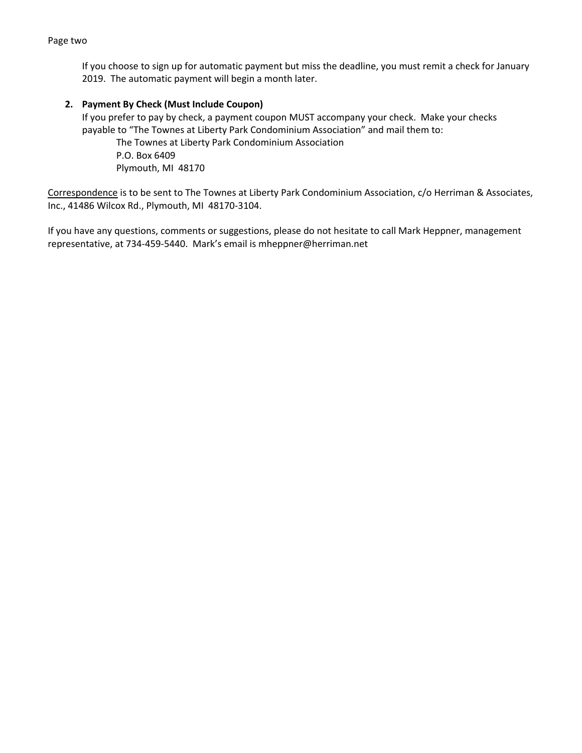If you choose to sign up for automatic payment but miss the deadline, you must remit a check for January 2019. The automatic payment will begin a month later.

2. **Payment By Check (Must Include Coupon)**
   If you prefer to pay by check, a payment coupon MUST accompany your check. Make your checks payable to "The Townes at Liberty Park Condominium Association" and mail them to:
   The Townes at Liberty Park Condominium Association
   P.O. Box 6409
   Plymouth, MI 48170

<u>Correspondence</u> is to be sent to The Townes at Liberty Park Condominium Association, c/o Herriman & Associates, Inc., 41486 Wilcox Rd., Plymouth, MI 48170-3104.

If you have any questions, comments or suggestions, please do not hesitate to call Mark Heppner, management representative, at 734-459-5440. Mark's email is mheppner@herriman.net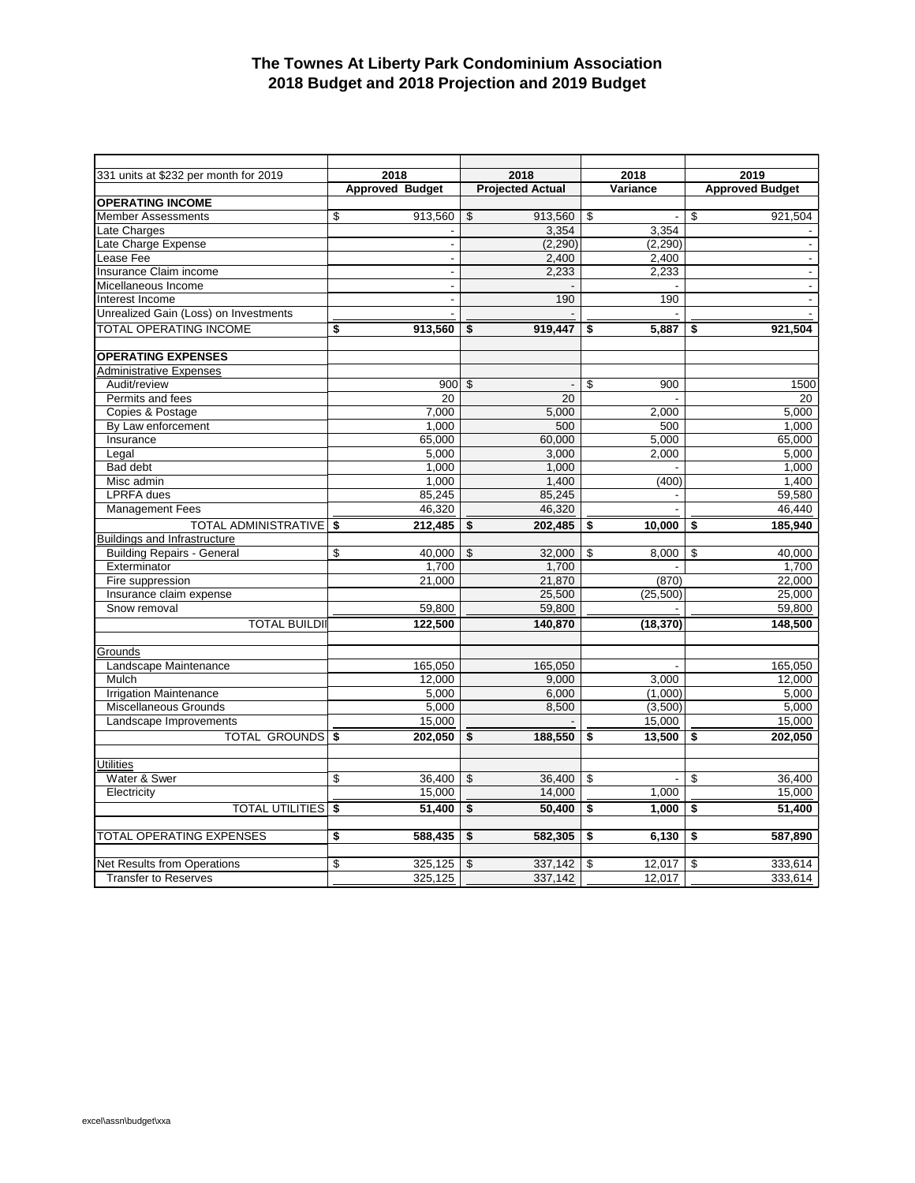# The Townes At Liberty Park Condominium Association
## 2018 Budget and 2018 Projection and 2019 Budget

| 331 units at $232 per month for 2019 | 2018 Approved Budget | 2018 Projected Actual | 2018 Variance | 2019 Approved Budget |
|---|---|---|---|---|
| **OPERATING INCOME** | | | | |
| Member Assessments | $ 913,560 | $ 913,560 | $ - | $ 921,504 |
| Late Charges | - | 3,354 | 3,354 | - |
| Late Charge Expense | - | (2,290) | (2,290) | - |
| Lease Fee | - | 2,400 | 2,400 | - |
| Insurance Claim income | - | 2,233 | 2,233 | - |
| Micellaneous Income | - | - | - | - |
| Interest Income | - | 190 | 190 | - |
| Unrealized Gain (Loss) on Investments | - | - | - | - |
| TOTAL OPERATING INCOME | **$ 913,560** | **$ 919,447** | **$ 5,887** | **$ 921,504** |
| | | | | |
| **OPERATING EXPENSES** | | | | |
| Administrative Expenses | | | | |
| Audit/review | 900 | $ - | $ 900 | 1500 |
| Permits and fees | 20 | 20 | - | 20 |
| Copies & Postage | 7,000 | 5,000 | 2,000 | 5,000 |
| By Law enforcement | 1,000 | 500 | 500 | 1,000 |
| Insurance | 65,000 | 60,000 | 5,000 | 65,000 |
| Legal | 5,000 | 3,000 | 2,000 | 5,000 |
| Bad debt | 1,000 | 1,000 | - | 1,000 |
| Misc admin | 1,000 | 1,400 | (400) | 1,400 |
| LPRFA dues | 85,245 | 85,245 | - | 59,580 |
| Management Fees | 46,320 | 46,320 | - | 46,440 |
| TOTAL ADMINISTRATIVE | **$ 212,485** | **$ 202,485** | **$ 10,000** | **$ 185,940** |
| Buildings and Infrastructure | | | | |
| Building Repairs - General | $ 40,000 | $ 32,000 | $ 8,000 | $ 40,000 |
| Exterminator | 1,700 | 1,700 | - | 1,700 |
| Fire suppression | 21,000 | 21,870 | (870) | 22,000 |
| Insurance claim expense | | 25,500 | (25,500) | 25,000 |
| Snow removal | 59,800 | 59,800 | - | 59,800 |
| TOTAL BUILDI | **122,500** | **140,870** | **(18,370)** | **148,500** |
| | | | | |
| Grounds | | | | |
| Landscape Maintenance | 165,050 | 165,050 | - | 165,050 |
| Mulch | 12,000 | 9,000 | 3,000 | 12,000 |
| Irrigation Maintenance | 5,000 | 6,000 | (1,000) | 5,000 |
| Miscellaneous Grounds | 5,000 | 8,500 | (3,500) | 5,000 |
| Landscape Improvements | 15,000 | - | 15,000 | 15,000 |
| TOTAL GROUNDS | **$ 202,050** | **$ 188,550** | **$ 13,500** | **$ 202,050** |
| | | | | |
| Utilities | | | | |
| Water & Swer | $ 36,400 | $ 36,400 | $ - | $ 36,400 |
| Electricity | 15,000 | 14,000 | 1,000 | 15,000 |
| TOTAL UTILITIES | **$ 51,400** | **$ 50,400** | **$ 1,000** | **$ 51,400** |
| | | | | |
| TOTAL OPERATING EXPENSES | **$ 588,435** | **$ 582,305** | **$ 6,130** | **$ 587,890** |
| | | | | |
| Net Results from Operations | $ 325,125 | $ 337,142 | $ 12,017 | $ 333,614 |
| Transfer to Reserves | 325,125 | 337,142 | 12,017 | 333,614 |

excel\assn\budget\xxa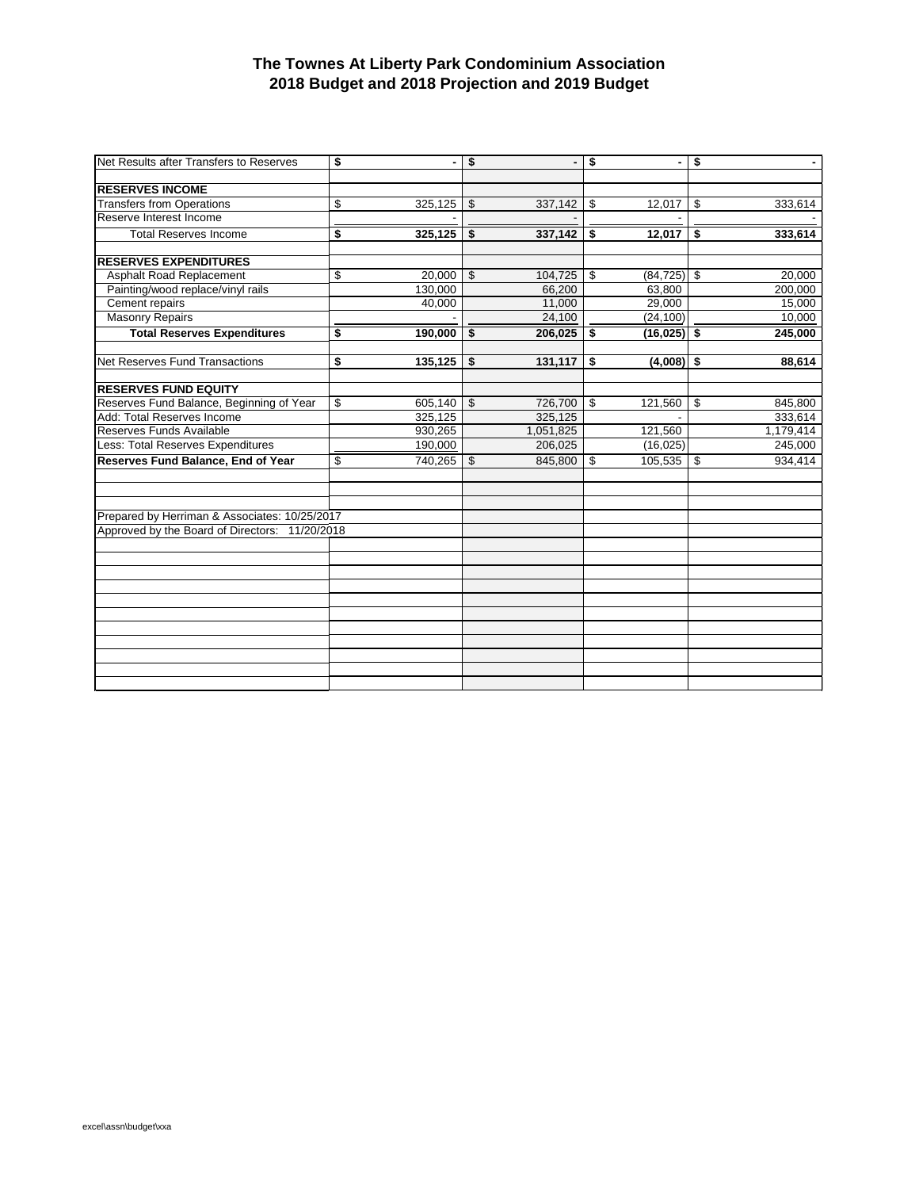# The Townes At Liberty Park Condominium Association
## 2018 Budget and 2018 Projection and 2019 Budget

| | | | | |
|---|---|---|---|---|
| Net Results after Transfers to Reserves | $ - | $ - | $ - | $ - |
| | | | | |
| **RESERVES INCOME** | | | | |
| Transfers from Operations | $ 325,125 | $ 337,142 | $ 12,017 | $ 333,614 |
| Reserve Interest Income | - | - | - | - |
| Total Reserves Income | **$ 325,125** | **$ 337,142** | **$ 12,017** | **$ 333,614** |
| | | | | |
| **RESERVES EXPENDITURES** | | | | |
| Asphalt Road Replacement | $ 20,000 | $ 104,725 | $ (84,725) | $ 20,000 |
| Painting/wood replace/vinyl rails | 130,000 | 66,200 | 63,800 | 200,000 |
| Cement repairs | 40,000 | 11,000 | 29,000 | 15,000 |
| Masonry Repairs | - | 24,100 | (24,100) | 10,000 |
| **Total Reserves Expenditures** | **$ 190,000** | **$ 206,025** | **$ (16,025)** | **$ 245,000** |
| | | | | |
| Net Reserves Fund Transactions | **$ 135,125** | **$ 131,117** | **$ (4,008)** | **$ 88,614** |
| | | | | |
| **RESERVES FUND EQUITY** | | | | |
| Reserves Fund Balance, Beginning of Year | $ 605,140 | $ 726,700 | $ 121,560 | $ 845,800 |
| Add: Total Reserves Income | 325,125 | 325,125 | - | 333,614 |
| Reserves Funds Available | 930,265 | 1,051,825 | 121,560 | 1,179,414 |
| Less: Total Reserves Expenditures | 190,000 | 206,025 | (16,025) | 245,000 |
| **Reserves Fund Balance, End of Year** | $ 740,265 | $ 845,800 | $ 105,535 | $ 934,414 |

Prepared by Herriman & Associates: 10/25/2017

Approved by the Board of Directors: 11/20/2018

excel\assn\budget\xxa